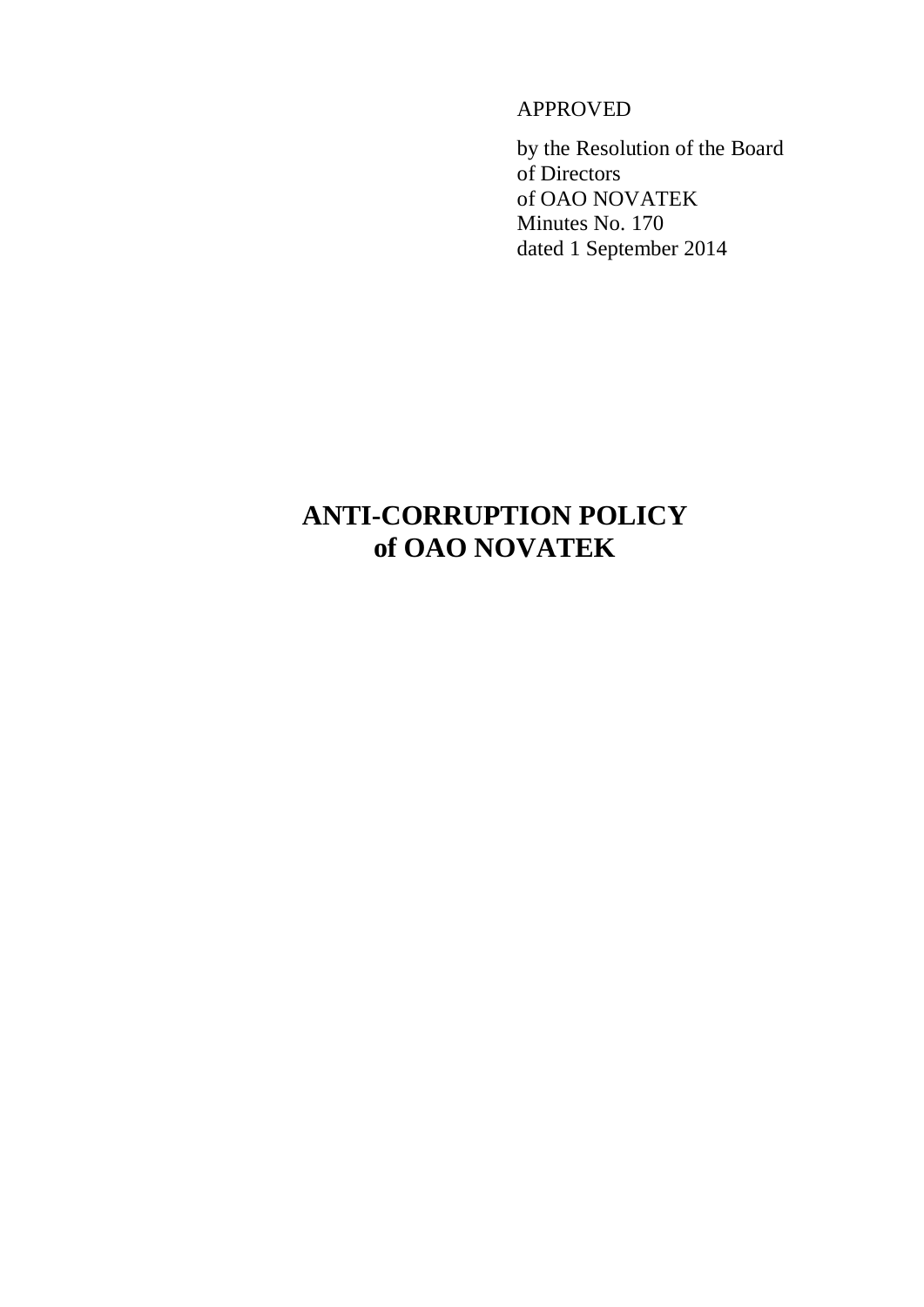APPROVED

by the Resolution of the Board
of Directors
of OAO NOVATEK
Minutes No. 170
dated 1 September 2014

# ANTI-CORRUPTION POLICY of OAO NOVATEK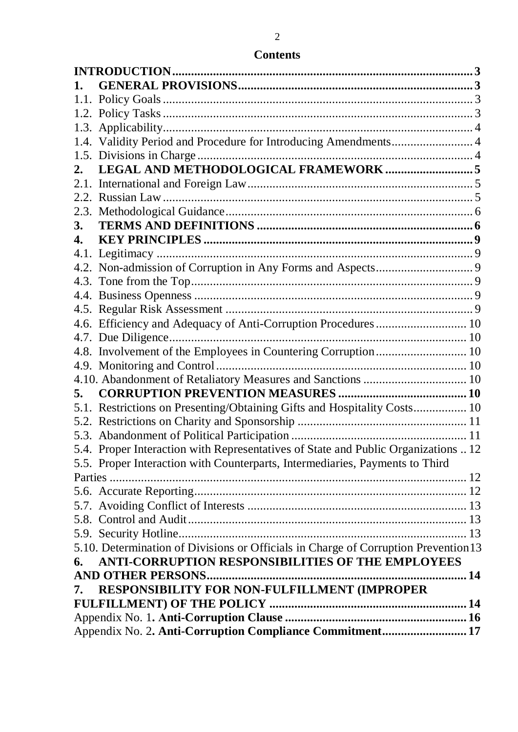## Contents

| | |
|---|---|
| **INTRODUCTION** | **3** |
| **1. GENERAL PROVISIONS** | **3** |
| 1.1. Policy Goals | 3 |
| 1.2. Policy Tasks | 3 |
| 1.3. Applicability | 4 |
| 1.4. Validity Period and Procedure for Introducing Amendments | 4 |
| 1.5. Divisions in Charge | 4 |
| **2. LEGAL AND METHODOLOGICAL FRAMEWORK** | **5** |
| 2.1. International and Foreign Law | 5 |
| 2.2. Russian Law | 5 |
| 2.3. Methodological Guidance | 6 |
| **3. TERMS AND DEFINITIONS** | **6** |
| **4. KEY PRINCIPLES** | **9** |
| 4.1. Legitimacy | 9 |
| 4.2. Non-admission of Corruption in Any Forms and Aspects | 9 |
| 4.3. Tone from the Top | 9 |
| 4.4. Business Openness | 9 |
| 4.5. Regular Risk Assessment | 9 |
| 4.6. Efficiency and Adequacy of Anti-Corruption Procedures | 10 |
| 4.7. Due Diligence | 10 |
| 4.8. Involvement of the Employees in Countering Corruption | 10 |
| 4.9. Monitoring and Control | 10 |
| 4.10. Abandonment of Retaliatory Measures and Sanctions | 10 |
| **5. CORRUPTION PREVENTION MEASURES** | **10** |
| 5.1. Restrictions on Presenting/Obtaining Gifts and Hospitality Costs | 10 |
| 5.2. Restrictions on Charity and Sponsorship | 11 |
| 5.3. Abandonment of Political Participation | 11 |
| 5.4. Proper Interaction with Representatives of State and Public Organizations | 12 |
| 5.5. Proper Interaction with Counterparts, Intermediaries, Payments to Third Parties | 12 |
| 5.6. Accurate Reporting | 12 |
| 5.7. Avoiding Conflict of Interests | 13 |
| 5.8. Control and Audit | 13 |
| 5.9. Security Hotline | 13 |
| 5.10. Determination of Divisions or Officials in Charge of Corruption Prevention | 13 |
| **6. ANTI-CORRUPTION RESPONSIBILITIES OF THE EMPLOYEES AND OTHER PERSONS** | **14** |
| **7. RESPONSIBILITY FOR NON-FULFILLMENT (IMPROPER FULFILLMENT) OF THE POLICY** | **14** |
| Appendix No. 1. **Anti-Corruption Clause** | **16** |
| Appendix No. 2. **Anti-Corruption Compliance Commitment** | **17** |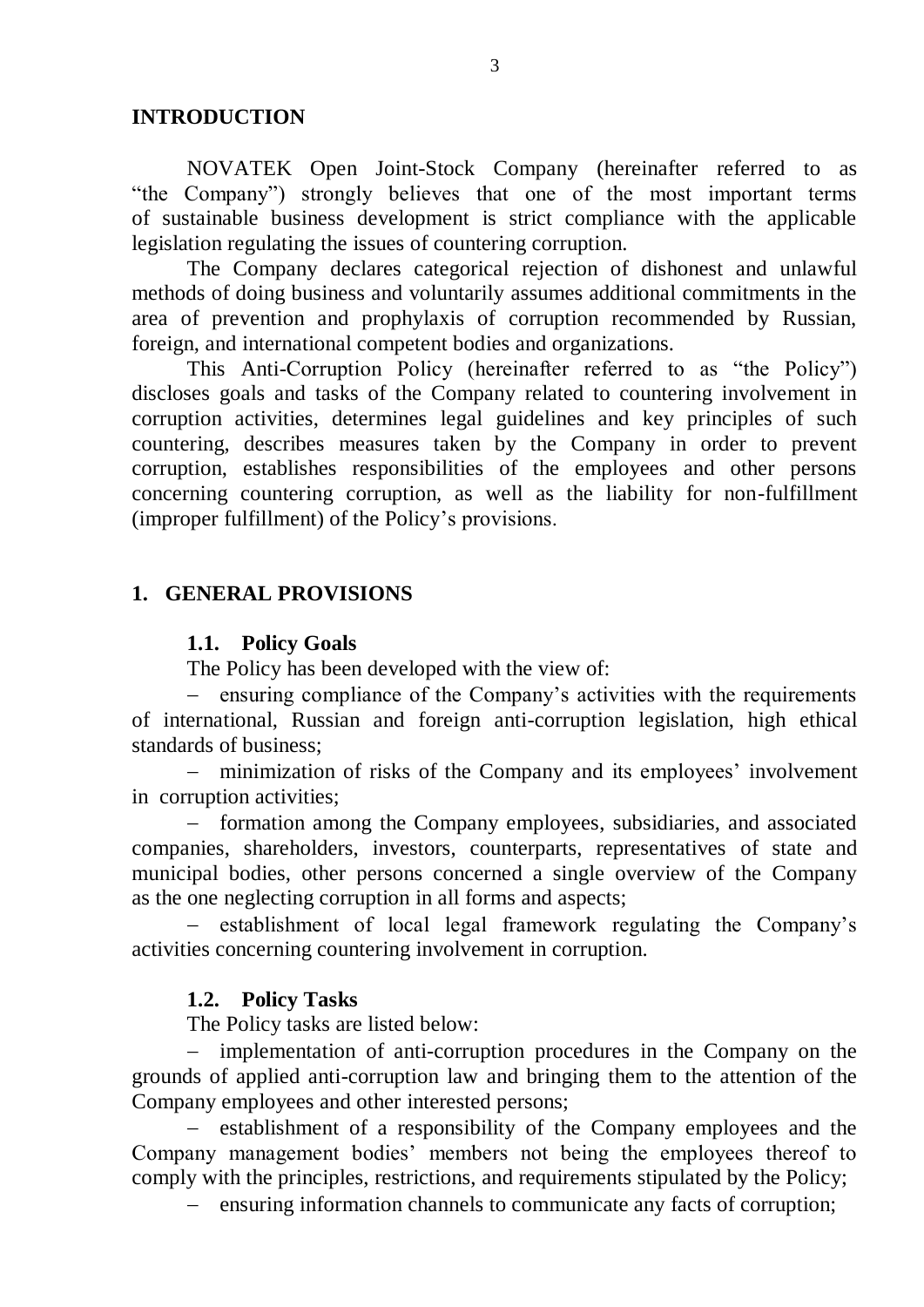## INTRODUCTION

NOVATEK Open Joint-Stock Company (hereinafter referred to as "the Company") strongly believes that one of the most important terms of sustainable business development is strict compliance with the applicable legislation regulating the issues of countering corruption.

The Company declares categorical rejection of dishonest and unlawful methods of doing business and voluntarily assumes additional commitments in the area of prevention and prophylaxis of corruption recommended by Russian, foreign, and international competent bodies and organizations.

This Anti-Corruption Policy (hereinafter referred to as "the Policy") discloses goals and tasks of the Company related to countering involvement in corruption activities, determines legal guidelines and key principles of such countering, describes measures taken by the Company in order to prevent corruption, establishes responsibilities of the employees and other persons concerning countering corruption, as well as the liability for non-fulfillment (improper fulfillment) of the Policy's provisions.

## 1. GENERAL PROVISIONS

### 1.1. Policy Goals

The Policy has been developed with the view of:

- ensuring compliance of the Company's activities with the requirements of international, Russian and foreign anti-corruption legislation, high ethical standards of business;
- minimization of risks of the Company and its employees' involvement in corruption activities;
- formation among the Company employees, subsidiaries, and associated companies, shareholders, investors, counterparts, representatives of state and municipal bodies, other persons concerned a single overview of the Company as the one neglecting corruption in all forms and aspects;
- establishment of local legal framework regulating the Company's activities concerning countering involvement in corruption.

### 1.2. Policy Tasks

The Policy tasks are listed below:

- implementation of anti-corruption procedures in the Company on the grounds of applied anti-corruption law and bringing them to the attention of the Company employees and other interested persons;
- establishment of a responsibility of the Company employees and the Company management bodies' members not being the employees thereof to comply with the principles, restrictions, and requirements stipulated by the Policy;
- ensuring information channels to communicate any facts of corruption;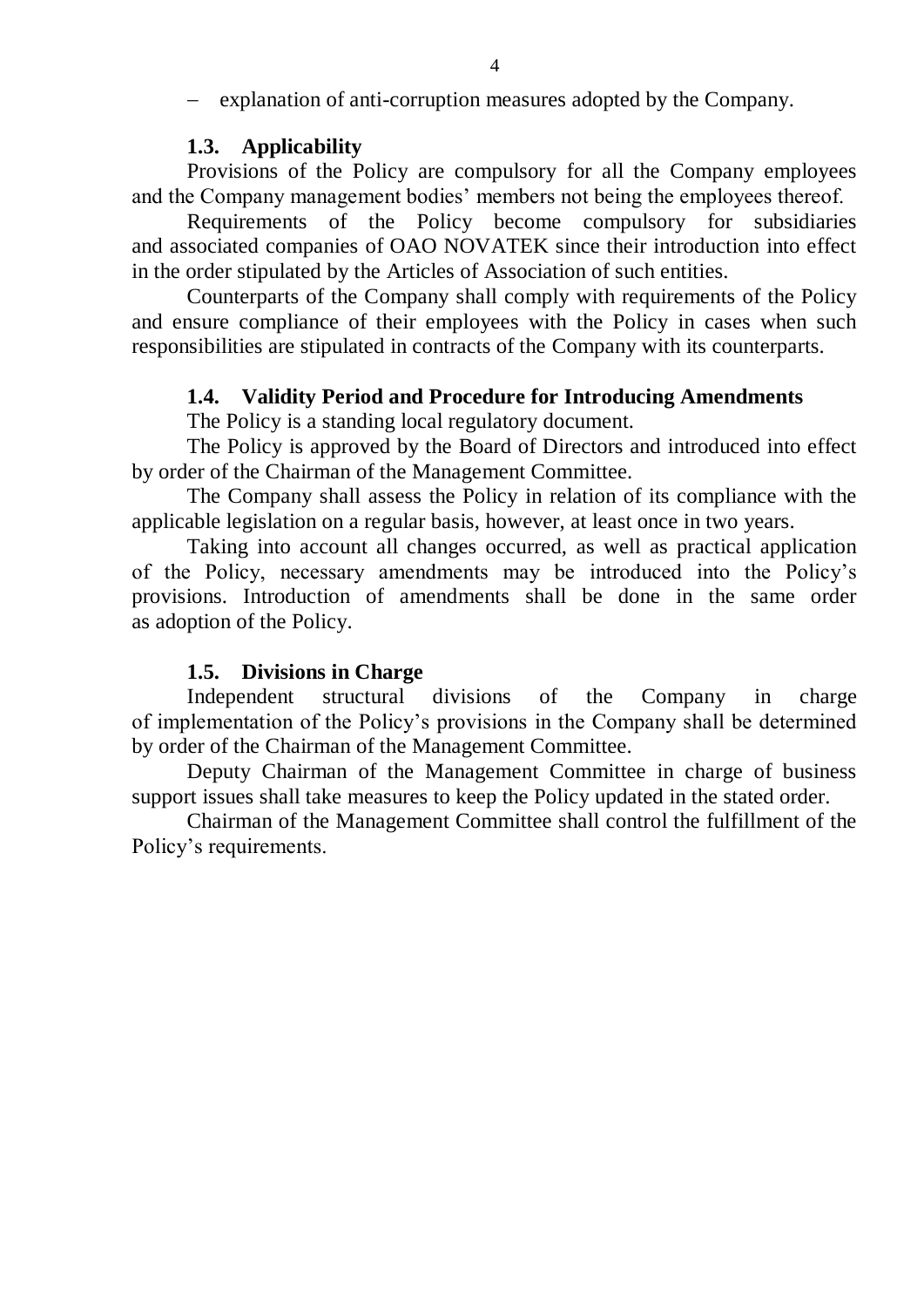- explanation of anti-corruption measures adopted by the Company.

### 1.3. Applicability

Provisions of the Policy are compulsory for all the Company employees and the Company management bodies' members not being the employees thereof.

Requirements of the Policy become compulsory for subsidiaries and associated companies of OAO NOVATEK since their introduction into effect in the order stipulated by the Articles of Association of such entities.

Counterparts of the Company shall comply with requirements of the Policy and ensure compliance of their employees with the Policy in cases when such responsibilities are stipulated in contracts of the Company with its counterparts.

### 1.4. Validity Period and Procedure for Introducing Amendments

The Policy is a standing local regulatory document.

The Policy is approved by the Board of Directors and introduced into effect by order of the Chairman of the Management Committee.

The Company shall assess the Policy in relation of its compliance with the applicable legislation on a regular basis, however, at least once in two years.

Taking into account all changes occurred, as well as practical application of the Policy, necessary amendments may be introduced into the Policy's provisions. Introduction of amendments shall be done in the same order as adoption of the Policy.

### 1.5. Divisions in Charge

Independent structural divisions of the Company in charge of implementation of the Policy's provisions in the Company shall be determined by order of the Chairman of the Management Committee.

Deputy Chairman of the Management Committee in charge of business support issues shall take measures to keep the Policy updated in the stated order.

Chairman of the Management Committee shall control the fulfillment of the Policy's requirements.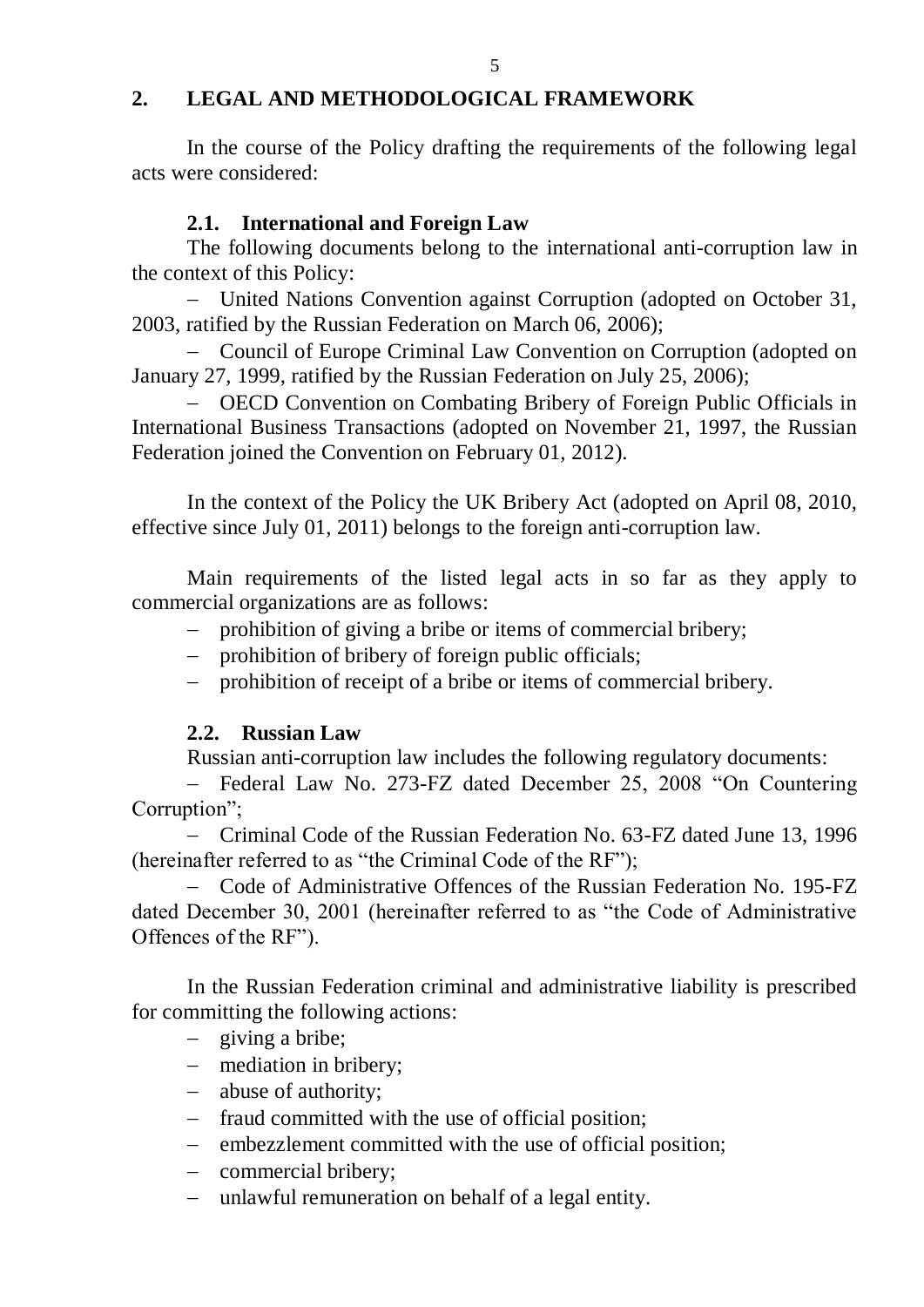## 2. LEGAL AND METHODOLOGICAL FRAMEWORK

In the course of the Policy drafting the requirements of the following legal acts were considered:

### 2.1. International and Foreign Law

The following documents belong to the international anti-corruption law in the context of this Policy:

- United Nations Convention against Corruption (adopted on October 31, 2003, ratified by the Russian Federation on March 06, 2006);
- Council of Europe Criminal Law Convention on Corruption (adopted on January 27, 1999, ratified by the Russian Federation on July 25, 2006);
- OECD Convention on Combating Bribery of Foreign Public Officials in International Business Transactions (adopted on November 21, 1997, the Russian Federation joined the Convention on February 01, 2012).

In the context of the Policy the UK Bribery Act (adopted on April 08, 2010, effective since July 01, 2011) belongs to the foreign anti-corruption law.

Main requirements of the listed legal acts in so far as they apply to commercial organizations are as follows:

- prohibition of giving a bribe or items of commercial bribery;
- prohibition of bribery of foreign public officials;
- prohibition of receipt of a bribe or items of commercial bribery.

### 2.2. Russian Law

Russian anti-corruption law includes the following regulatory documents:

- Federal Law No. 273-FZ dated December 25, 2008 "On Countering Corruption";
- Criminal Code of the Russian Federation No. 63-FZ dated June 13, 1996 (hereinafter referred to as "the Criminal Code of the RF");
- Code of Administrative Offences of the Russian Federation No. 195-FZ dated December 30, 2001 (hereinafter referred to as "the Code of Administrative Offences of the RF").

In the Russian Federation criminal and administrative liability is prescribed for committing the following actions:

- giving a bribe;
- mediation in bribery;
- abuse of authority;
- fraud committed with the use of official position;
- embezzlement committed with the use of official position;
- commercial bribery;
- unlawful remuneration on behalf of a legal entity.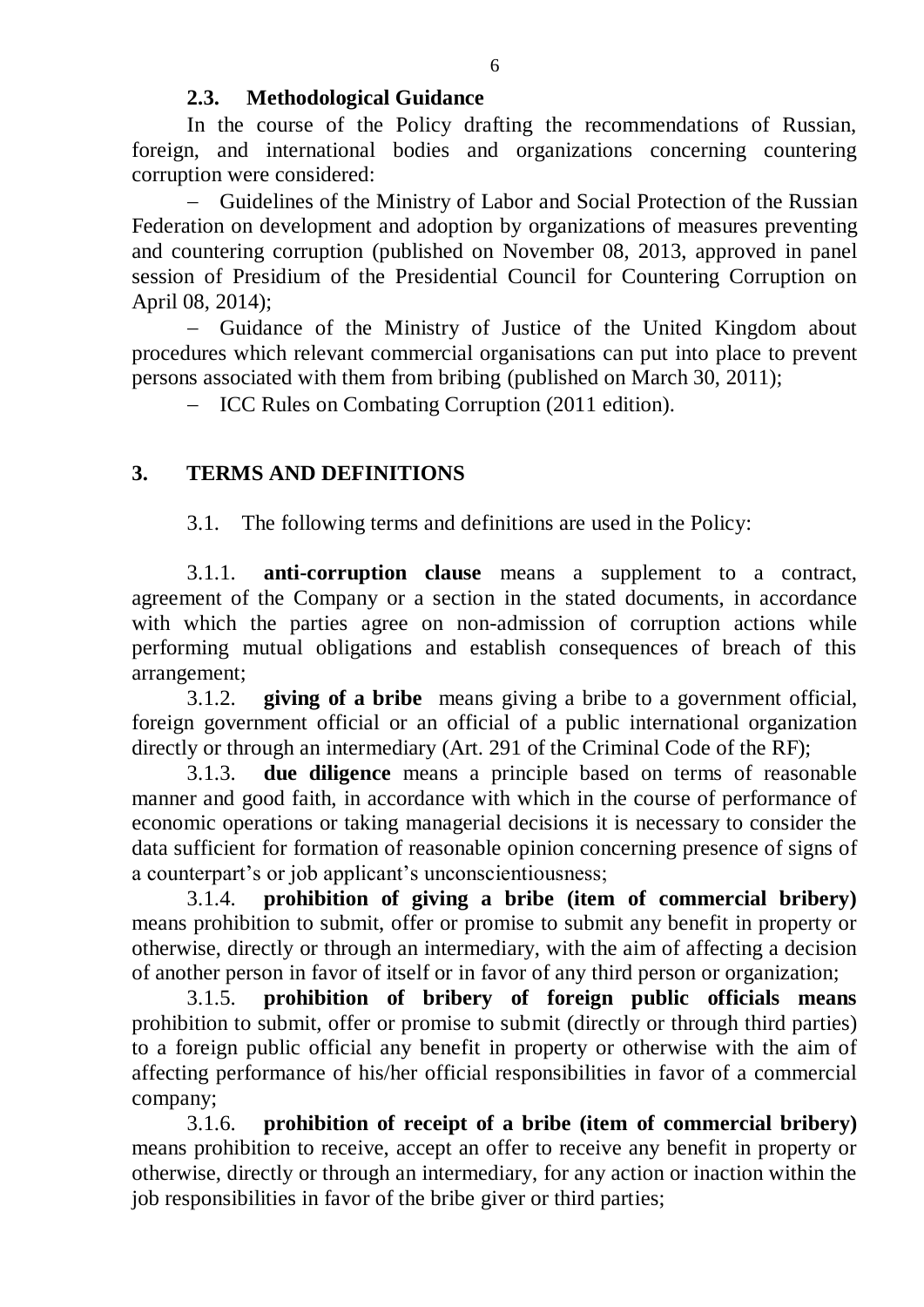### 2.3. Methodological Guidance

In the course of the Policy drafting the recommendations of Russian, foreign, and international bodies and organizations concerning countering corruption were considered:

- Guidelines of the Ministry of Labor and Social Protection of the Russian Federation on development and adoption by organizations of measures preventing and countering corruption (published on November 08, 2013, approved in panel session of Presidium of the Presidential Council for Countering Corruption on April 08, 2014);
- Guidance of the Ministry of Justice of the United Kingdom about procedures which relevant commercial organisations can put into place to prevent persons associated with them from bribing (published on March 30, 2011);
- ICC Rules on Combating Corruption (2011 edition).

## 3. TERMS AND DEFINITIONS

3.1. The following terms and definitions are used in the Policy:

3.1.1. **anti-corruption clause** means a supplement to a contract, agreement of the Company or a section in the stated documents, in accordance with which the parties agree on non-admission of corruption actions while performing mutual obligations and establish consequences of breach of this arrangement;

3.1.2. **giving of a bribe** means giving a bribe to a government official, foreign government official or an official of a public international organization directly or through an intermediary (Art. 291 of the Criminal Code of the RF);

3.1.3. **due diligence** means a principle based on terms of reasonable manner and good faith, in accordance with which in the course of performance of economic operations or taking managerial decisions it is necessary to consider the data sufficient for formation of reasonable opinion concerning presence of signs of a counterpart's or job applicant's unconscientiousness;

3.1.4. **prohibition of giving a bribe (item of commercial bribery)** means prohibition to submit, offer or promise to submit any benefit in property or otherwise, directly or through an intermediary, with the aim of affecting a decision of another person in favor of itself or in favor of any third person or organization;

3.1.5. **prohibition of bribery of foreign public officials means** prohibition to submit, offer or promise to submit (directly or through third parties) to a foreign public official any benefit in property or otherwise with the aim of affecting performance of his/her official responsibilities in favor of a commercial company;

3.1.6. **prohibition of receipt of a bribe (item of commercial bribery)** means prohibition to receive, accept an offer to receive any benefit in property or otherwise, directly or through an intermediary, for any action or inaction within the job responsibilities in favor of the bribe giver or third parties;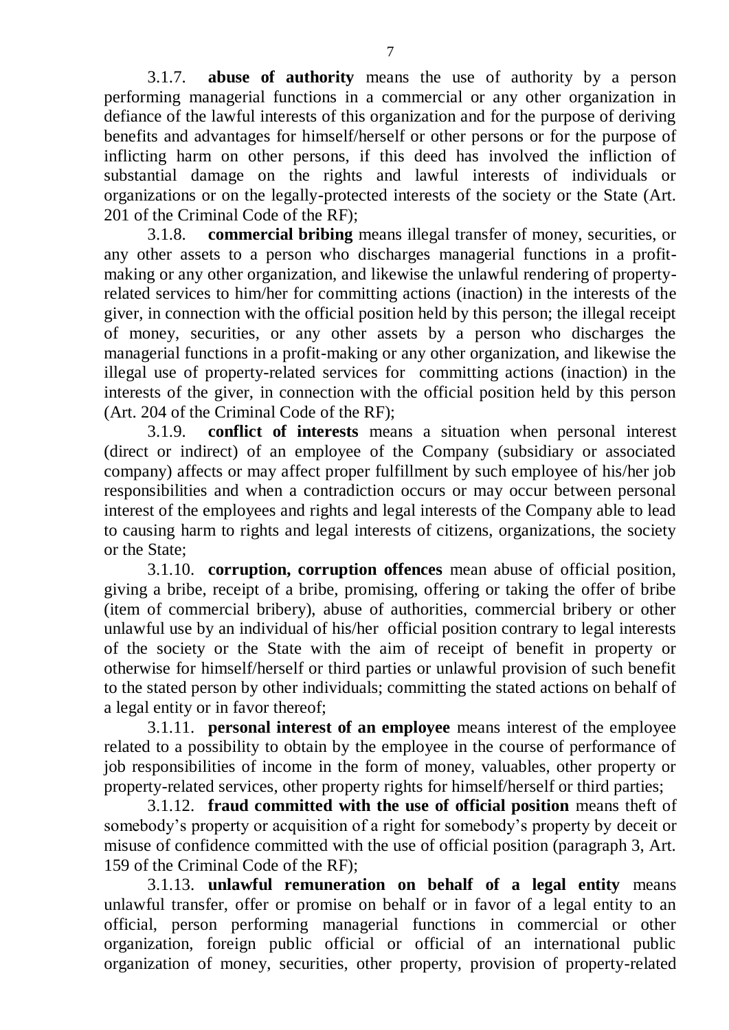3.1.7. **abuse of authority** means the use of authority by a person performing managerial functions in a commercial or any other organization in defiance of the lawful interests of this organization and for the purpose of deriving benefits and advantages for himself/herself or other persons or for the purpose of inflicting harm on other persons, if this deed has involved the infliction of substantial damage on the rights and lawful interests of individuals or organizations or on the legally-protected interests of the society or the State (Art. 201 of the Criminal Code of the RF);

3.1.8. **commercial bribing** means illegal transfer of money, securities, or any other assets to a person who discharges managerial functions in a profit-making or any other organization, and likewise the unlawful rendering of property-related services to him/her for committing actions (inaction) in the interests of the giver, in connection with the official position held by this person; the illegal receipt of money, securities, or any other assets by a person who discharges the managerial functions in a profit-making or any other organization, and likewise the illegal use of property-related services for committing actions (inaction) in the interests of the giver, in connection with the official position held by this person (Art. 204 of the Criminal Code of the RF);

3.1.9. **conflict of interests** means a situation when personal interest (direct or indirect) of an employee of the Company (subsidiary or associated company) affects or may affect proper fulfillment by such employee of his/her job responsibilities and when a contradiction occurs or may occur between personal interest of the employees and rights and legal interests of the Company able to lead to causing harm to rights and legal interests of citizens, organizations, the society or the State;

3.1.10. **corruption, corruption offences** mean abuse of official position, giving a bribe, receipt of a bribe, promising, offering or taking the offer of bribe (item of commercial bribery), abuse of authorities, commercial bribery or other unlawful use by an individual of his/her official position contrary to legal interests of the society or the State with the aim of receipt of benefit in property or otherwise for himself/herself or third parties or unlawful provision of such benefit to the stated person by other individuals; committing the stated actions on behalf of a legal entity or in favor thereof;

3.1.11. **personal interest of an employee** means interest of the employee related to a possibility to obtain by the employee in the course of performance of job responsibilities of income in the form of money, valuables, other property or property-related services, other property rights for himself/herself or third parties;

3.1.12. **fraud committed with the use of official position** means theft of somebody's property or acquisition of a right for somebody's property by deceit or misuse of confidence committed with the use of official position (paragraph 3, Art. 159 of the Criminal Code of the RF);

3.1.13. **unlawful remuneration on behalf of a legal entity** means unlawful transfer, offer or promise on behalf or in favor of a legal entity to an official, person performing managerial functions in commercial or other organization, foreign public official or official of an international public organization of money, securities, other property, provision of property-related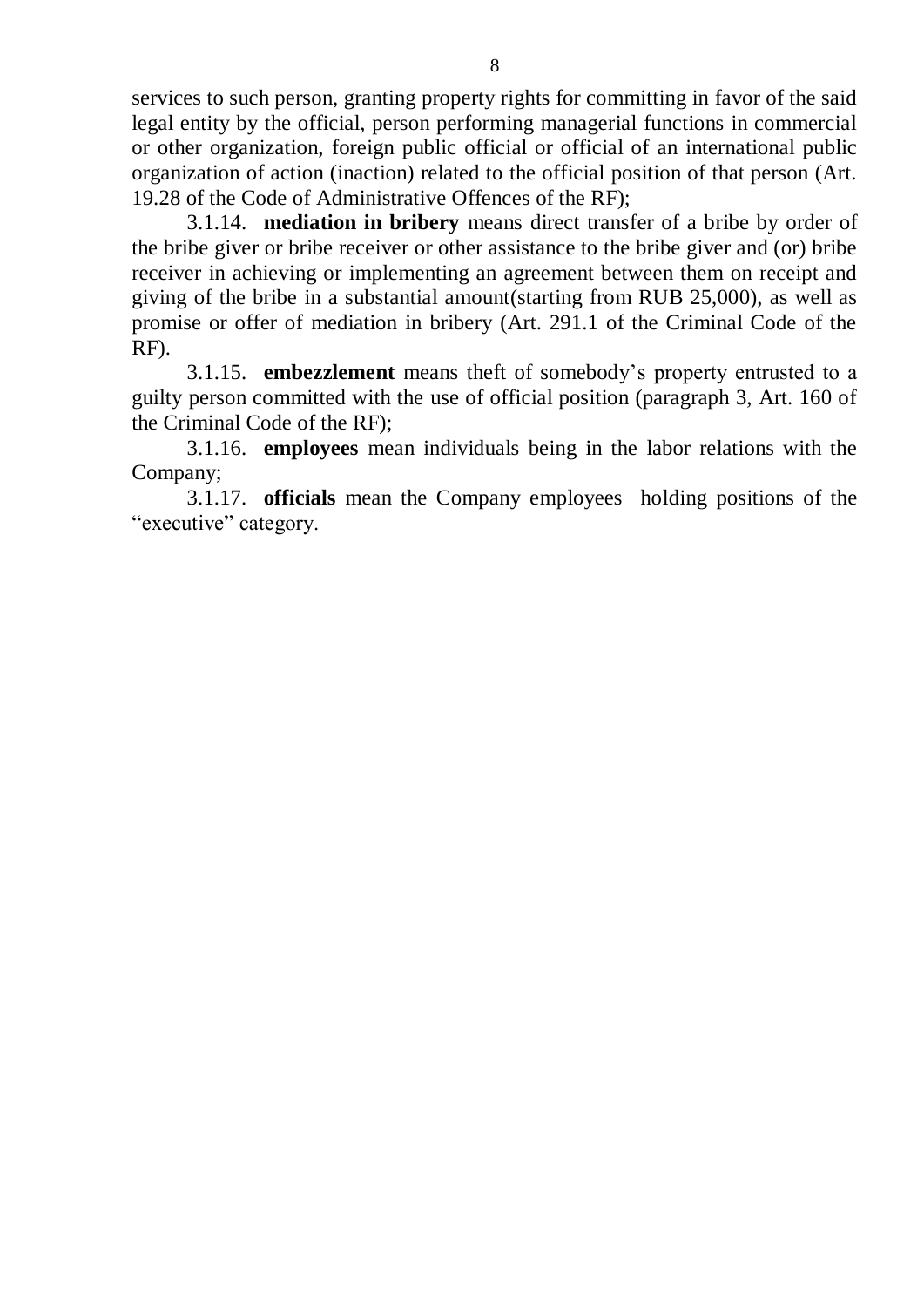services to such person, granting property rights for committing in favor of the said legal entity by the official, person performing managerial functions in commercial or other organization, foreign public official or official of an international public organization of action (inaction) related to the official position of that person (Art. 19.28 of the Code of Administrative Offences of the RF);

3.1.14. **mediation in bribery** means direct transfer of a bribe by order of the bribe giver or bribe receiver or other assistance to the bribe giver and (or) bribe receiver in achieving or implementing an agreement between them on receipt and giving of the bribe in a substantial amount(starting from RUB 25,000), as well as promise or offer of mediation in bribery (Art. 291.1 of the Criminal Code of the RF).

3.1.15. **embezzlement** means theft of somebody's property entrusted to a guilty person committed with the use of official position (paragraph 3, Art. 160 of the Criminal Code of the RF);

3.1.16. **employees** mean individuals being in the labor relations with the Company;

3.1.17. **officials** mean the Company employees holding positions of the "executive" category.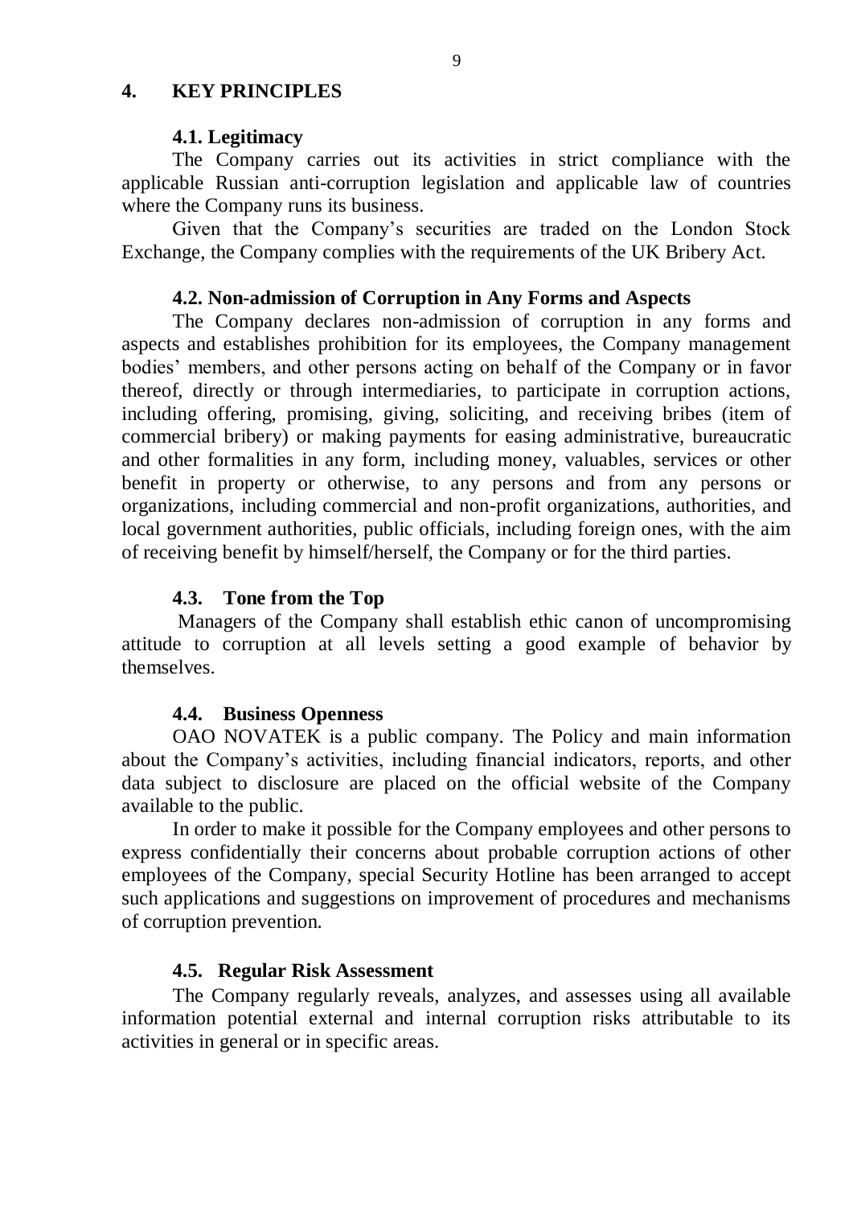## 4. KEY PRINCIPLES

### 4.1. Legitimacy

The Company carries out its activities in strict compliance with the applicable Russian anti-corruption legislation and applicable law of countries where the Company runs its business.

Given that the Company's securities are traded on the London Stock Exchange, the Company complies with the requirements of the UK Bribery Act.

### 4.2. Non-admission of Corruption in Any Forms and Aspects

The Company declares non-admission of corruption in any forms and aspects and establishes prohibition for its employees, the Company management bodies' members, and other persons acting on behalf of the Company or in favor thereof, directly or through intermediaries, to participate in corruption actions, including offering, promising, giving, soliciting, and receiving bribes (item of commercial bribery) or making payments for easing administrative, bureaucratic and other formalities in any form, including money, valuables, services or other benefit in property or otherwise, to any persons and from any persons or organizations, including commercial and non-profit organizations, authorities, and local government authorities, public officials, including foreign ones, with the aim of receiving benefit by himself/herself, the Company or for the third parties.

### 4.3. Tone from the Top

Managers of the Company shall establish ethic canon of uncompromising attitude to corruption at all levels setting a good example of behavior by themselves.

### 4.4. Business Openness

OAO NOVATEK is a public company. The Policy and main information about the Company's activities, including financial indicators, reports, and other data subject to disclosure are placed on the official website of the Company available to the public.

In order to make it possible for the Company employees and other persons to express confidentially their concerns about probable corruption actions of other employees of the Company, special Security Hotline has been arranged to accept such applications and suggestions on improvement of procedures and mechanisms of corruption prevention.

### 4.5. Regular Risk Assessment

The Company regularly reveals, analyzes, and assesses using all available information potential external and internal corruption risks attributable to its activities in general or in specific areas.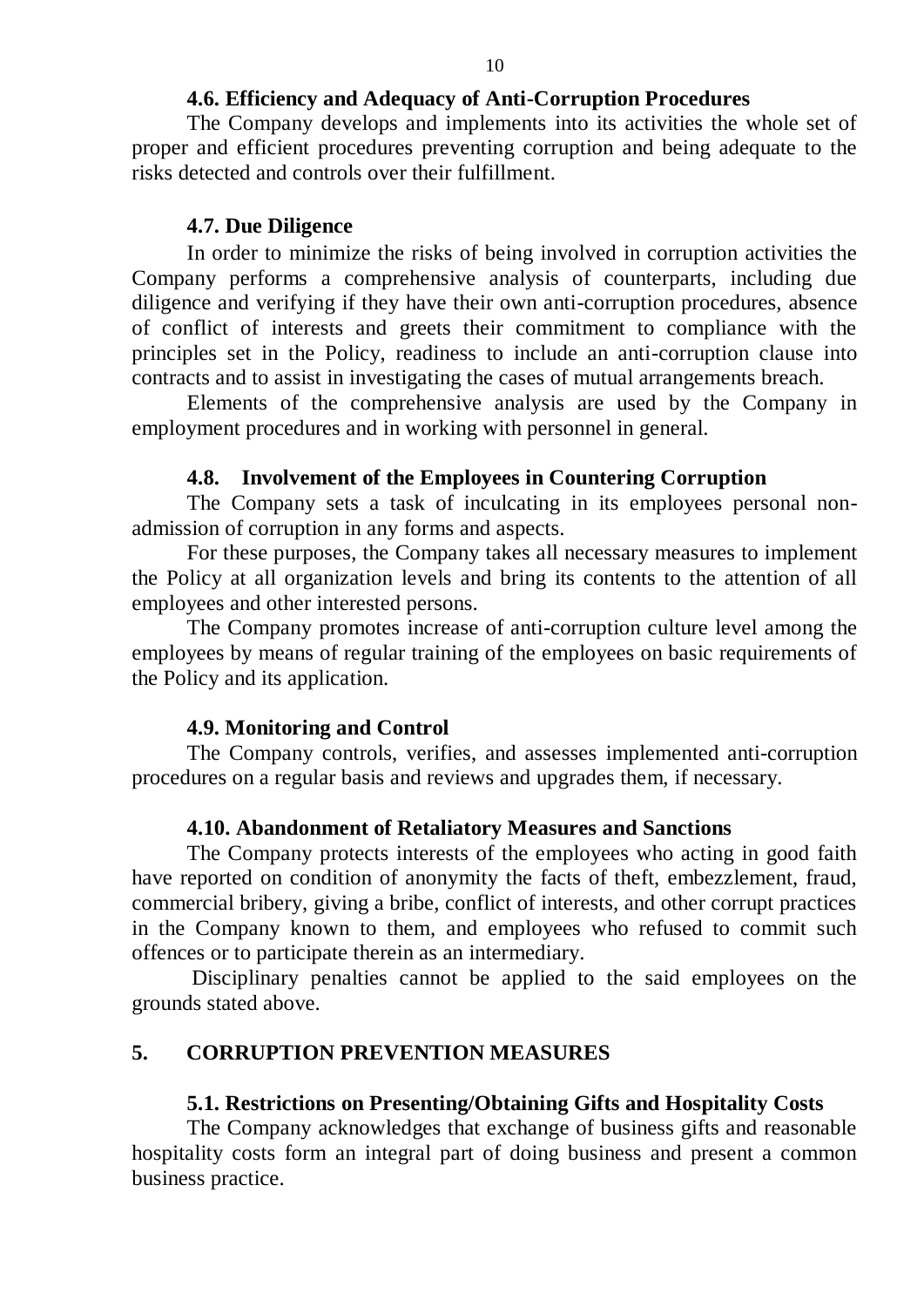### 4.6. Efficiency and Adequacy of Anti-Corruption Procedures

The Company develops and implements into its activities the whole set of proper and efficient procedures preventing corruption and being adequate to the risks detected and controls over their fulfillment.

### 4.7. Due Diligence

In order to minimize the risks of being involved in corruption activities the Company performs a comprehensive analysis of counterparts, including due diligence and verifying if they have their own anti-corruption procedures, absence of conflict of interests and greets their commitment to compliance with the principles set in the Policy, readiness to include an anti-corruption clause into contracts and to assist in investigating the cases of mutual arrangements breach.

Elements of the comprehensive analysis are used by the Company in employment procedures and in working with personnel in general.

### 4.8. Involvement of the Employees in Countering Corruption

The Company sets a task of inculcating in its employees personal non-admission of corruption in any forms and aspects.

For these purposes, the Company takes all necessary measures to implement the Policy at all organization levels and bring its contents to the attention of all employees and other interested persons.

The Company promotes increase of anti-corruption culture level among the employees by means of regular training of the employees on basic requirements of the Policy and its application.

### 4.9. Monitoring and Control

The Company controls, verifies, and assesses implemented anti-corruption procedures on a regular basis and reviews and upgrades them, if necessary.

### 4.10. Abandonment of Retaliatory Measures and Sanctions

The Company protects interests of the employees who acting in good faith have reported on condition of anonymity the facts of theft, embezzlement, fraud, commercial bribery, giving a bribe, conflict of interests, and other corrupt practices in the Company known to them, and employees who refused to commit such offences or to participate therein as an intermediary.

Disciplinary penalties cannot be applied to the said employees on the grounds stated above.

## 5. CORRUPTION PREVENTION MEASURES

### 5.1. Restrictions on Presenting/Obtaining Gifts and Hospitality Costs

The Company acknowledges that exchange of business gifts and reasonable hospitality costs form an integral part of doing business and present a common business practice.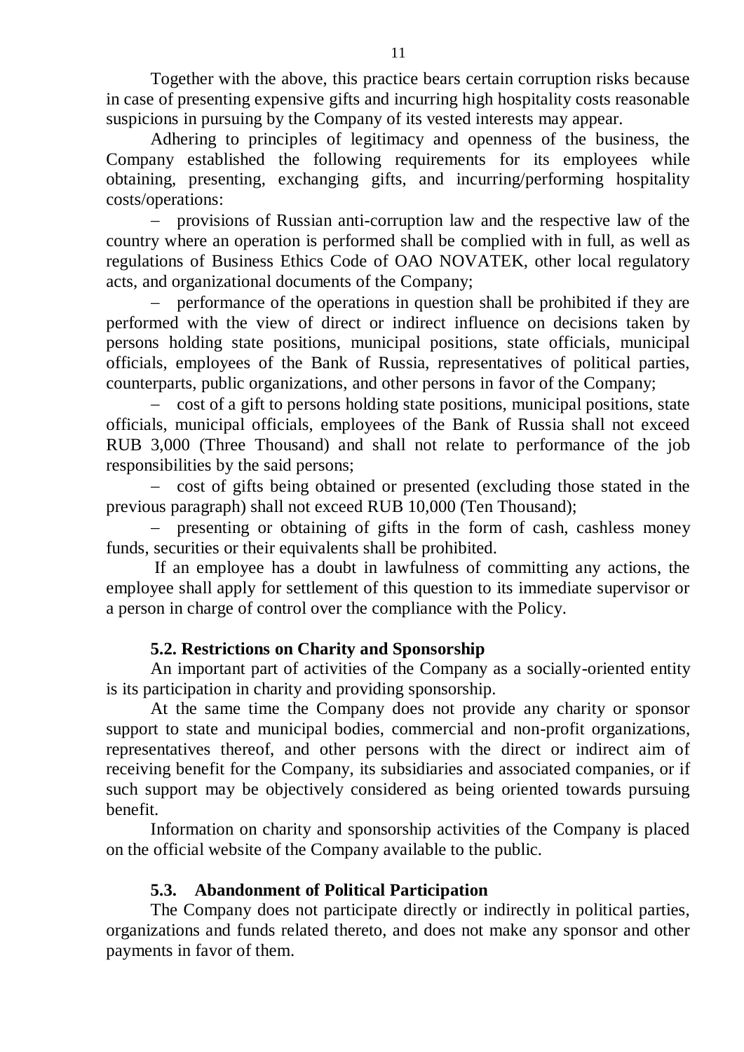Together with the above, this practice bears certain corruption risks because in case of presenting expensive gifts and incurring high hospitality costs reasonable suspicions in pursuing by the Company of its vested interests may appear.

Adhering to principles of legitimacy and openness of the business, the Company established the following requirements for its employees while obtaining, presenting, exchanging gifts, and incurring/performing hospitality costs/operations:

- provisions of Russian anti-corruption law and the respective law of the country where an operation is performed shall be complied with in full, as well as regulations of Business Ethics Code of OAO NOVATEK, other local regulatory acts, and organizational documents of the Company;
- performance of the operations in question shall be prohibited if they are performed with the view of direct or indirect influence on decisions taken by persons holding state positions, municipal positions, state officials, municipal officials, employees of the Bank of Russia, representatives of political parties, counterparts, public organizations, and other persons in favor of the Company;
- cost of a gift to persons holding state positions, municipal positions, state officials, municipal officials, employees of the Bank of Russia shall not exceed RUB 3,000 (Three Thousand) and shall not relate to performance of the job responsibilities by the said persons;
- cost of gifts being obtained or presented (excluding those stated in the previous paragraph) shall not exceed RUB 10,000 (Ten Thousand);
- presenting or obtaining of gifts in the form of cash, cashless money funds, securities or their equivalents shall be prohibited.

If an employee has a doubt in lawfulness of committing any actions, the employee shall apply for settlement of this question to its immediate supervisor or a person in charge of control over the compliance with the Policy.

### 5.2. Restrictions on Charity and Sponsorship

An important part of activities of the Company as a socially-oriented entity is its participation in charity and providing sponsorship.

At the same time the Company does not provide any charity or sponsor support to state and municipal bodies, commercial and non-profit organizations, representatives thereof, and other persons with the direct or indirect aim of receiving benefit for the Company, its subsidiaries and associated companies, or if such support may be objectively considered as being oriented towards pursuing benefit.

Information on charity and sponsorship activities of the Company is placed on the official website of the Company available to the public.

### 5.3. Abandonment of Political Participation

The Company does not participate directly or indirectly in political parties, organizations and funds related thereto, and does not make any sponsor and other payments in favor of them.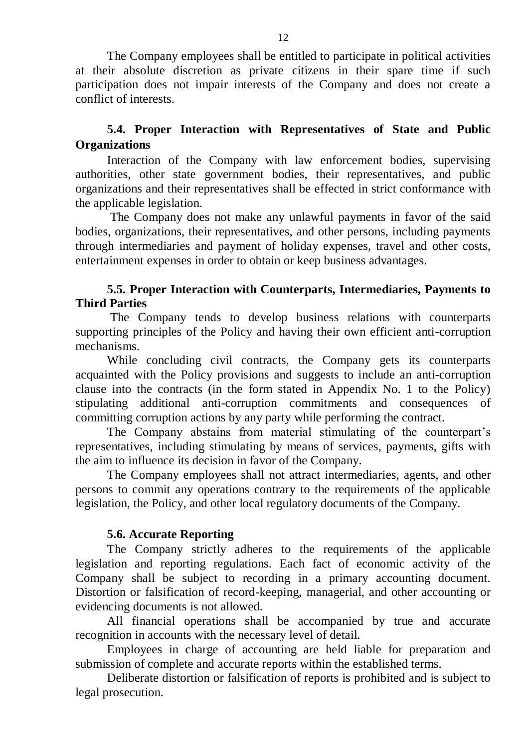The Company employees shall be entitled to participate in political activities at their absolute discretion as private citizens in their spare time if such participation does not impair interests of the Company and does not create a conflict of interests.

### 5.4. Proper Interaction with Representatives of State and Public Organizations

Interaction of the Company with law enforcement bodies, supervising authorities, other state government bodies, their representatives, and public organizations and their representatives shall be effected in strict conformance with the applicable legislation.

The Company does not make any unlawful payments in favor of the said bodies, organizations, their representatives, and other persons, including payments through intermediaries and payment of holiday expenses, travel and other costs, entertainment expenses in order to obtain or keep business advantages.

### 5.5. Proper Interaction with Counterparts, Intermediaries, Payments to Third Parties

The Company tends to develop business relations with counterparts supporting principles of the Policy and having their own efficient anti-corruption mechanisms.

While concluding civil contracts, the Company gets its counterparts acquainted with the Policy provisions and suggests to include an anti-corruption clause into the contracts (in the form stated in Appendix No. 1 to the Policy) stipulating additional anti-corruption commitments and consequences of committing corruption actions by any party while performing the contract.

The Company abstains from material stimulating of the counterpart's representatives, including stimulating by means of services, payments, gifts with the aim to influence its decision in favor of the Company.

The Company employees shall not attract intermediaries, agents, and other persons to commit any operations contrary to the requirements of the applicable legislation, the Policy, and other local regulatory documents of the Company.

### 5.6. Accurate Reporting

The Company strictly adheres to the requirements of the applicable legislation and reporting regulations. Each fact of economic activity of the Company shall be subject to recording in a primary accounting document. Distortion or falsification of record-keeping, managerial, and other accounting or evidencing documents is not allowed.

All financial operations shall be accompanied by true and accurate recognition in accounts with the necessary level of detail.

Employees in charge of accounting are held liable for preparation and submission of complete and accurate reports within the established terms.

Deliberate distortion or falsification of reports is prohibited and is subject to legal prosecution.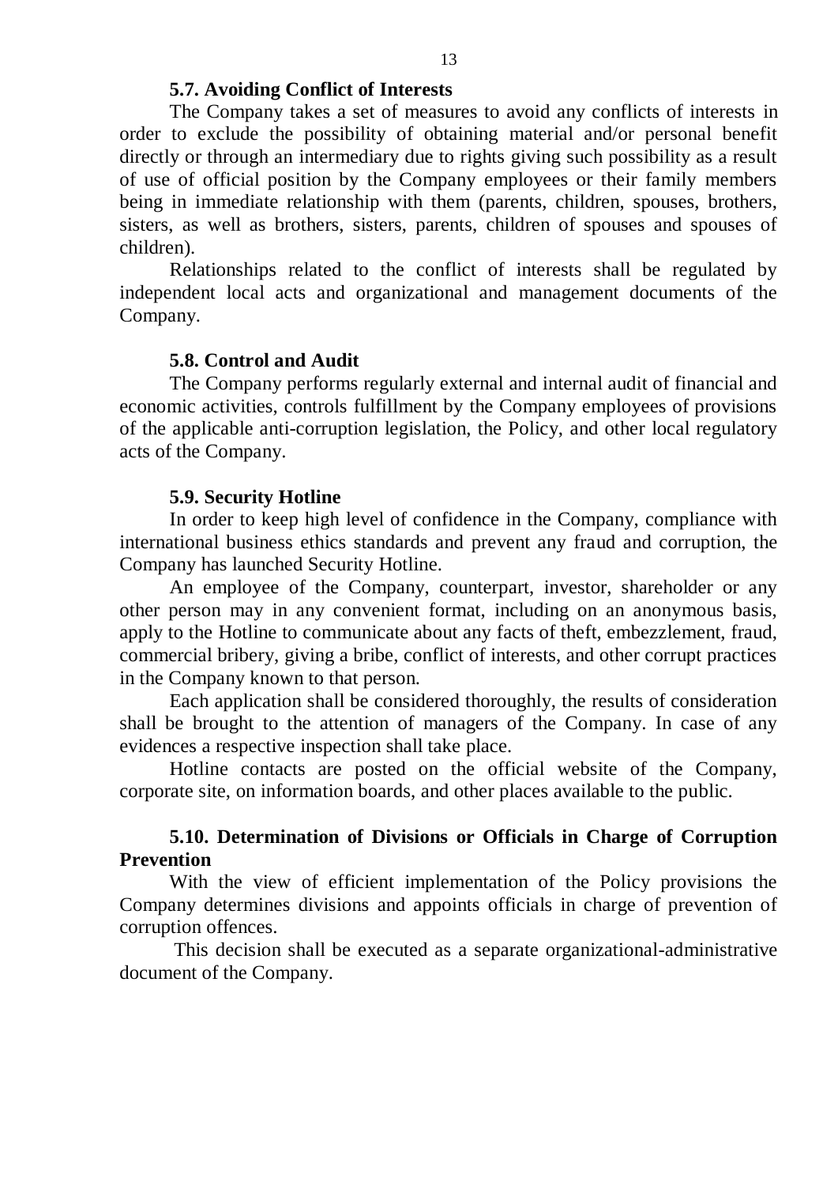### 5.7. Avoiding Conflict of Interests

The Company takes a set of measures to avoid any conflicts of interests in order to exclude the possibility of obtaining material and/or personal benefit directly or through an intermediary due to rights giving such possibility as a result of use of official position by the Company employees or their family members being in immediate relationship with them (parents, children, spouses, brothers, sisters, as well as brothers, sisters, parents, children of spouses and spouses of children).

Relationships related to the conflict of interests shall be regulated by independent local acts and organizational and management documents of the Company.

### 5.8. Control and Audit

The Company performs regularly external and internal audit of financial and economic activities, controls fulfillment by the Company employees of provisions of the applicable anti-corruption legislation, the Policy, and other local regulatory acts of the Company.

### 5.9. Security Hotline

In order to keep high level of confidence in the Company, compliance with international business ethics standards and prevent any fraud and corruption, the Company has launched Security Hotline.

An employee of the Company, counterpart, investor, shareholder or any other person may in any convenient format, including on an anonymous basis, apply to the Hotline to communicate about any facts of theft, embezzlement, fraud, commercial bribery, giving a bribe, conflict of interests, and other corrupt practices in the Company known to that person.

Each application shall be considered thoroughly, the results of consideration shall be brought to the attention of managers of the Company. In case of any evidences a respective inspection shall take place.

Hotline contacts are posted on the official website of the Company, corporate site, on information boards, and other places available to the public.

### 5.10. Determination of Divisions or Officials in Charge of Corruption Prevention

With the view of efficient implementation of the Policy provisions the Company determines divisions and appoints officials in charge of prevention of corruption offences.

This decision shall be executed as a separate organizational-administrative document of the Company.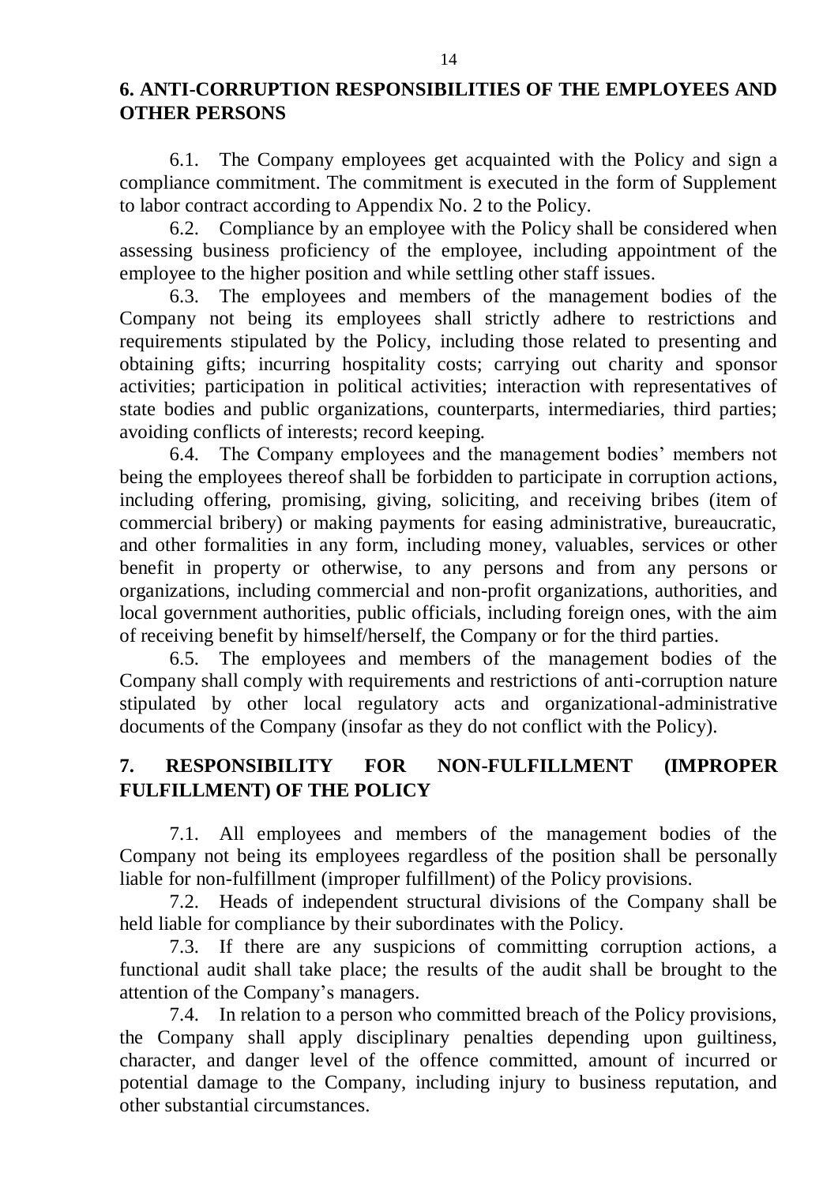## 6. ANTI-CORRUPTION RESPONSIBILITIES OF THE EMPLOYEES AND OTHER PERSONS

6.1. The Company employees get acquainted with the Policy and sign a compliance commitment. The commitment is executed in the form of Supplement to labor contract according to Appendix No. 2 to the Policy.

6.2. Compliance by an employee with the Policy shall be considered when assessing business proficiency of the employee, including appointment of the employee to the higher position and while settling other staff issues.

6.3. The employees and members of the management bodies of the Company not being its employees shall strictly adhere to restrictions and requirements stipulated by the Policy, including those related to presenting and obtaining gifts; incurring hospitality costs; carrying out charity and sponsor activities; participation in political activities; interaction with representatives of state bodies and public organizations, counterparts, intermediaries, third parties; avoiding conflicts of interests; record keeping.

6.4. The Company employees and the management bodies' members not being the employees thereof shall be forbidden to participate in corruption actions, including offering, promising, giving, soliciting, and receiving bribes (item of commercial bribery) or making payments for easing administrative, bureaucratic, and other formalities in any form, including money, valuables, services or other benefit in property or otherwise, to any persons and from any persons or organizations, including commercial and non-profit organizations, authorities, and local government authorities, public officials, including foreign ones, with the aim of receiving benefit by himself/herself, the Company or for the third parties.

6.5. The employees and members of the management bodies of the Company shall comply with requirements and restrictions of anti-corruption nature stipulated by other local regulatory acts and organizational-administrative documents of the Company (insofar as they do not conflict with the Policy).

## 7. RESPONSIBILITY FOR NON-FULFILLMENT (IMPROPER FULFILLMENT) OF THE POLICY

7.1. All employees and members of the management bodies of the Company not being its employees regardless of the position shall be personally liable for non-fulfillment (improper fulfillment) of the Policy provisions.

7.2. Heads of independent structural divisions of the Company shall be held liable for compliance by their subordinates with the Policy.

7.3. If there are any suspicions of committing corruption actions, a functional audit shall take place; the results of the audit shall be brought to the attention of the Company's managers.

7.4. In relation to a person who committed breach of the Policy provisions, the Company shall apply disciplinary penalties depending upon guiltiness, character, and danger level of the offence committed, amount of incurred or potential damage to the Company, including injury to business reputation, and other substantial circumstances.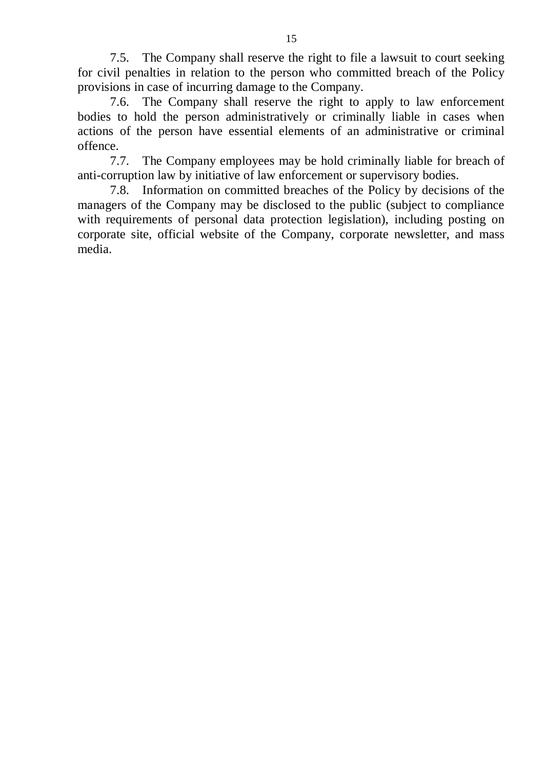7.5. The Company shall reserve the right to file a lawsuit to court seeking for civil penalties in relation to the person who committed breach of the Policy provisions in case of incurring damage to the Company.

7.6. The Company shall reserve the right to apply to law enforcement bodies to hold the person administratively or criminally liable in cases when actions of the person have essential elements of an administrative or criminal offence.

7.7. The Company employees may be hold criminally liable for breach of anti-corruption law by initiative of law enforcement or supervisory bodies.

7.8. Information on committed breaches of the Policy by decisions of the managers of the Company may be disclosed to the public (subject to compliance with requirements of personal data protection legislation), including posting on corporate site, official website of the Company, corporate newsletter, and mass media.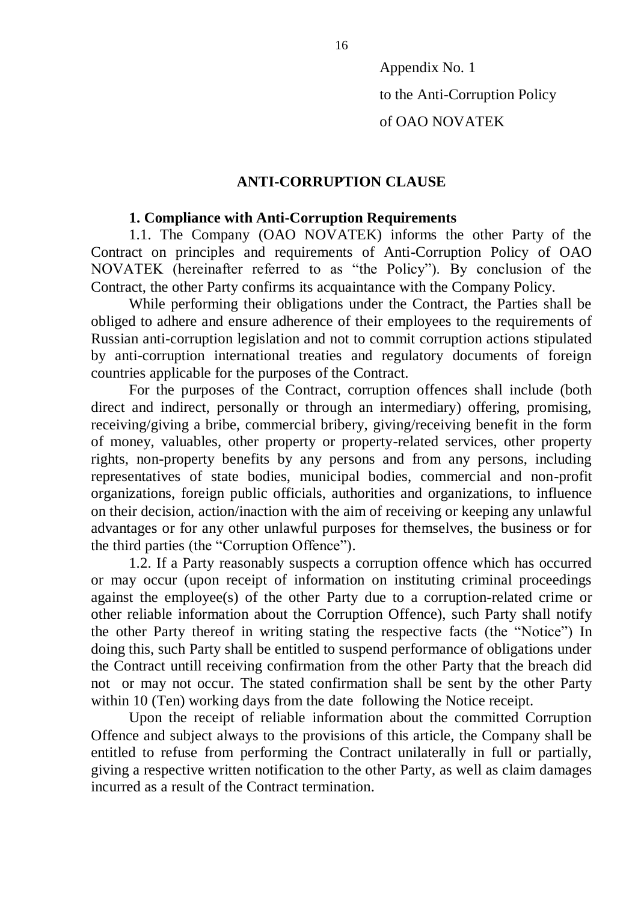Appendix No. 1

to the Anti-Corruption Policy

of OAO NOVATEK

## ANTI-CORRUPTION CLAUSE

### 1. Compliance with Anti-Corruption Requirements

1.1. The Company (OAO NOVATEK) informs the other Party of the Contract on principles and requirements of Anti-Corruption Policy of OAO NOVATEK (hereinafter referred to as "the Policy"). By conclusion of the Contract, the other Party confirms its acquaintance with the Company Policy.

While performing their obligations under the Contract, the Parties shall be obliged to adhere and ensure adherence of their employees to the requirements of Russian anti-corruption legislation and not to commit corruption actions stipulated by anti-corruption international treaties and regulatory documents of foreign countries applicable for the purposes of the Contract.

For the purposes of the Contract, corruption offences shall include (both direct and indirect, personally or through an intermediary) offering, promising, receiving/giving a bribe, commercial bribery, giving/receiving benefit in the form of money, valuables, other property or property-related services, other property rights, non-property benefits by any persons and from any persons, including representatives of state bodies, municipal bodies, commercial and non-profit organizations, foreign public officials, authorities and organizations, to influence on their decision, action/inaction with the aim of receiving or keeping any unlawful advantages or for any other unlawful purposes for themselves, the business or for the third parties (the "Corruption Offence").

1.2. If a Party reasonably suspects a corruption offence which has occurred or may occur (upon receipt of information on instituting criminal proceedings against the employee(s) of the other Party due to a corruption-related crime or other reliable information about the Corruption Offence), such Party shall notify the other Party thereof in writing stating the respective facts (the "Notice") In doing this, such Party shall be entitled to suspend performance of obligations under the Contract untill receiving confirmation from the other Party that the breach did not or may not occur. The stated confirmation shall be sent by the other Party within 10 (Ten) working days from the date following the Notice receipt.

Upon the receipt of reliable information about the committed Corruption Offence and subject always to the provisions of this article, the Company shall be entitled to refuse from performing the Contract unilaterally in full or partially, giving a respective written notification to the other Party, as well as claim damages incurred as a result of the Contract termination.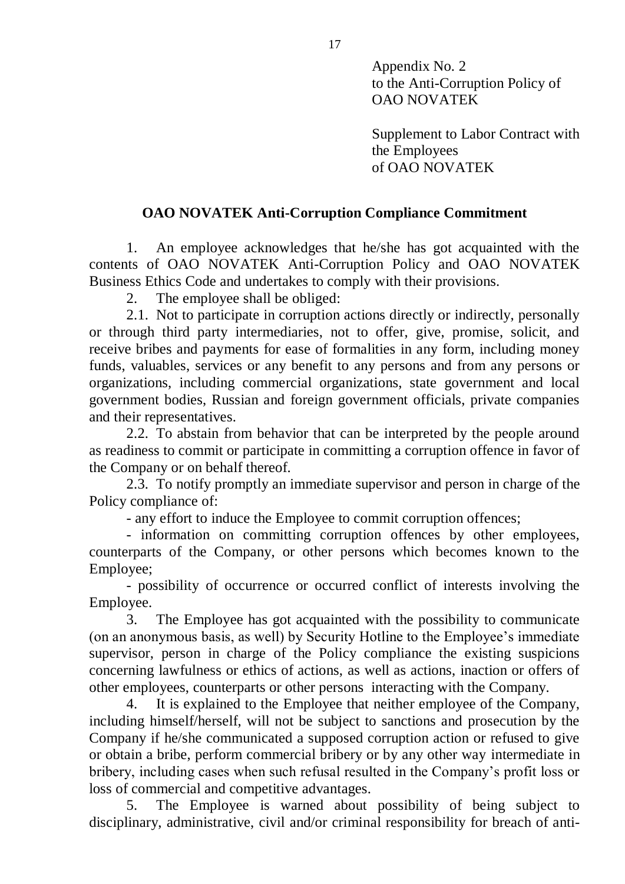Appendix No. 2
to the Anti-Corruption Policy of
OAO NOVATEK

Supplement to Labor Contract with
the Employees
of OAO NOVATEK

**OAO NOVATEK Anti-Corruption Compliance Commitment**

1. An employee acknowledges that he/she has got acquainted with the contents of OAO NOVATEK Anti-Corruption Policy and OAO NOVATEK Business Ethics Code and undertakes to comply with their provisions.

2. The employee shall be obliged:

2.1. Not to participate in corruption actions directly or indirectly, personally or through third party intermediaries, not to offer, give, promise, solicit, and receive bribes and payments for ease of formalities in any form, including money funds, valuables, services or any benefit to any persons and from any persons or organizations, including commercial organizations, state government and local government bodies, Russian and foreign government officials, private companies and their representatives.

2.2. To abstain from behavior that can be interpreted by the people around as readiness to commit or participate in committing a corruption offence in favor of the Company or on behalf thereof.

2.3. To notify promptly an immediate supervisor and person in charge of the Policy compliance of:

- any effort to induce the Employee to commit corruption offences;
- information on committing corruption offences by other employees, counterparts of the Company, or other persons which becomes known to the Employee;
- possibility of occurrence or occurred conflict of interests involving the Employee.

3. The Employee has got acquainted with the possibility to communicate (on an anonymous basis, as well) by Security Hotline to the Employee's immediate supervisor, person in charge of the Policy compliance the existing suspicions concerning lawfulness or ethics of actions, as well as actions, inaction or offers of other employees, counterparts or other persons interacting with the Company.

4. It is explained to the Employee that neither employee of the Company, including himself/herself, will not be subject to sanctions and prosecution by the Company if he/she communicated a supposed corruption action or refused to give or obtain a bribe, perform commercial bribery or by any other way intermediate in bribery, including cases when such refusal resulted in the Company's profit loss or loss of commercial and competitive advantages.

5. The Employee is warned about possibility of being subject to disciplinary, administrative, civil and/or criminal responsibility for breach of anti-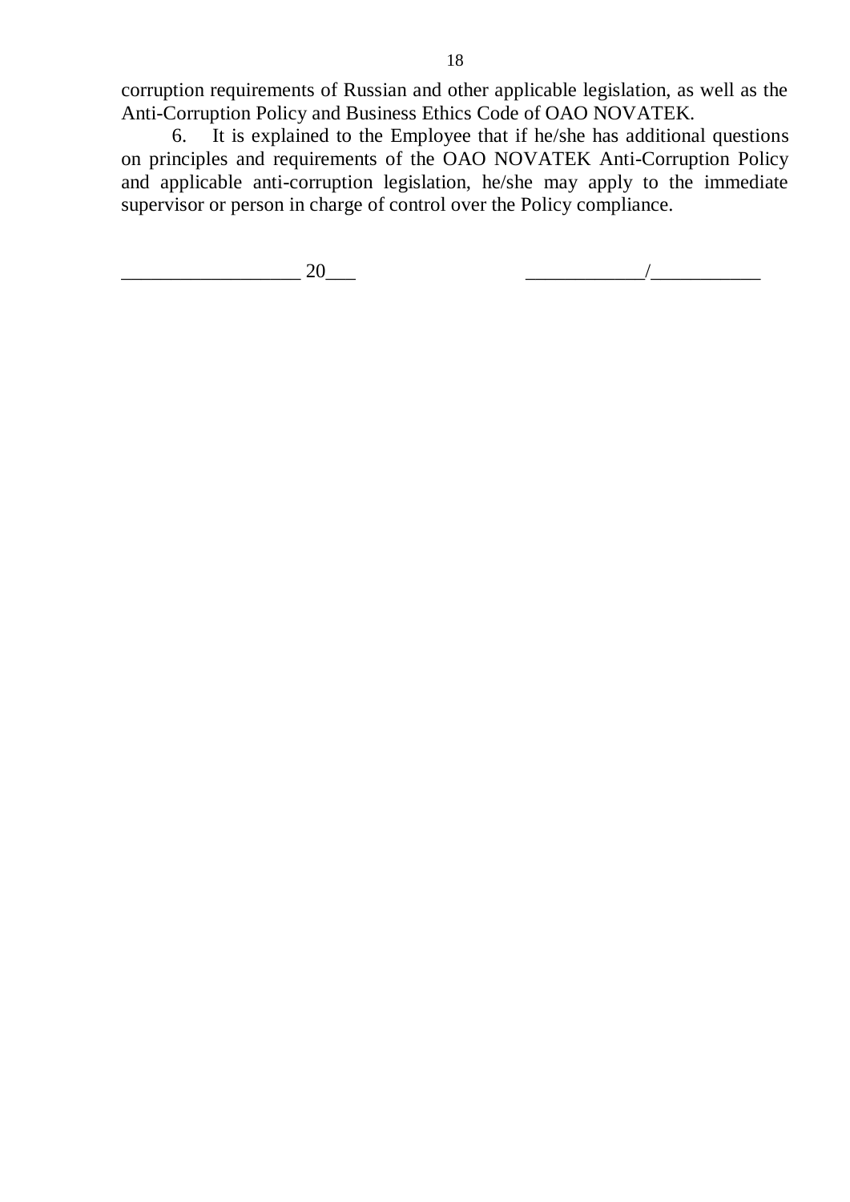corruption requirements of Russian and other applicable legislation, as well as the Anti-Corruption Policy and Business Ethics Code of OAO NOVATEK.

6. It is explained to the Employee that if he/she has additional questions on principles and requirements of the OAO NOVATEK Anti-Corruption Policy and applicable anti-corruption legislation, he/she may apply to the immediate supervisor or person in charge of control over the Policy compliance.

__________________ 20___ ____________/___________